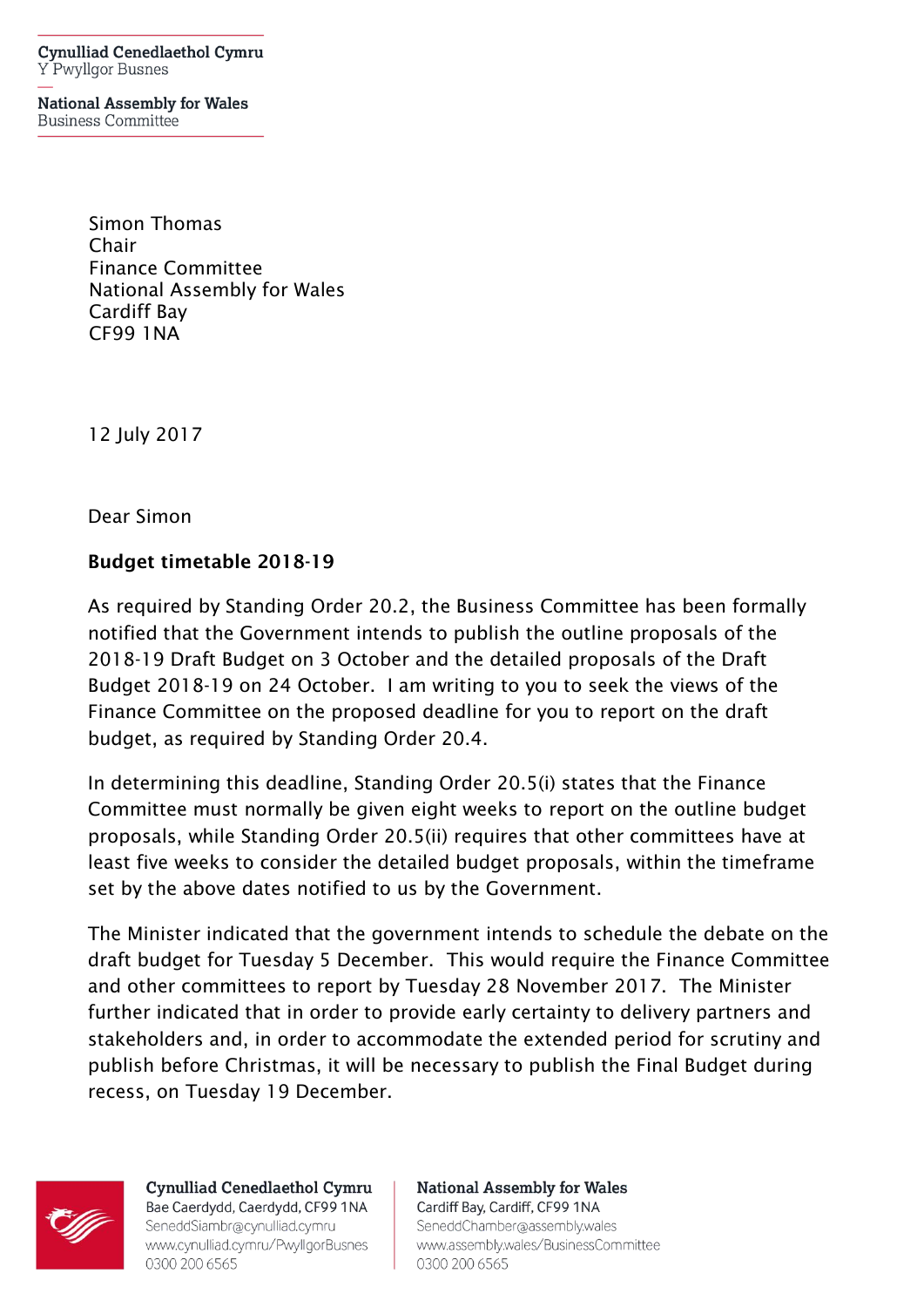Cynulliad Cenedlaethol Cymru
Y Pwyllgor Busnes

National Assembly for Wales
Business Committee

Simon Thomas
Chair
Finance Committee
National Assembly for Wales
Cardiff Bay
CF99 1NA

12 July 2017

Dear Simon

**Budget timetable 2018-19**

As required by Standing Order 20.2, the Business Committee has been formally notified that the Government intends to publish the outline proposals of the 2018-19 Draft Budget on 3 October and the detailed proposals of the Draft Budget 2018-19 on 24 October. I am writing to you to seek the views of the Finance Committee on the proposed deadline for you to report on the draft budget, as required by Standing Order 20.4.

In determining this deadline, Standing Order 20.5(i) states that the Finance Committee must normally be given eight weeks to report on the outline budget proposals, while Standing Order 20.5(ii) requires that other committees have at least five weeks to consider the detailed budget proposals, within the timeframe set by the above dates notified to us by the Government.

The Minister indicated that the government intends to schedule the debate on the draft budget for Tuesday 5 December. This would require the Finance Committee and other committees to report by Tuesday 28 November 2017. The Minister further indicated that in order to provide early certainty to delivery partners and stakeholders and, in order to accommodate the extended period for scrutiny and publish before Christmas, it will be necessary to publish the Final Budget during recess, on Tuesday 19 December.

Cynulliad Cenedlaethol Cymru
Bae Caerdydd, Caerdydd, CF99 1NA
SeneddSiambr@cynulliad.cymru
www.cynulliad.cymru/PwyllgorBusnes
0300 200 6565

National Assembly for Wales
Cardiff Bay, Cardiff, CF99 1NA
SeneddChamber@assembly.wales
www.assembly.wales/BusinessCommittee
0300 200 6565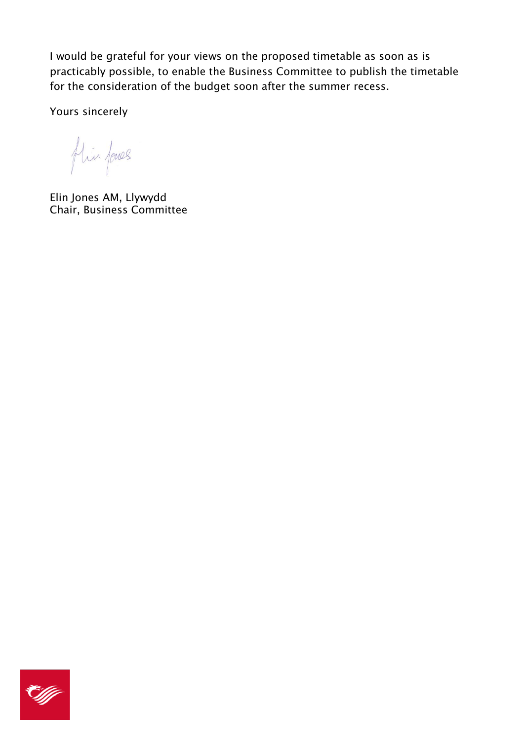I would be grateful for your views on the proposed timetable as soon as is practicably possible, to enable the Business Committee to publish the timetable for the consideration of the budget soon after the summer recess.

Yours sincerely

Elin Jones AM, Llywydd
Chair, Business Committee